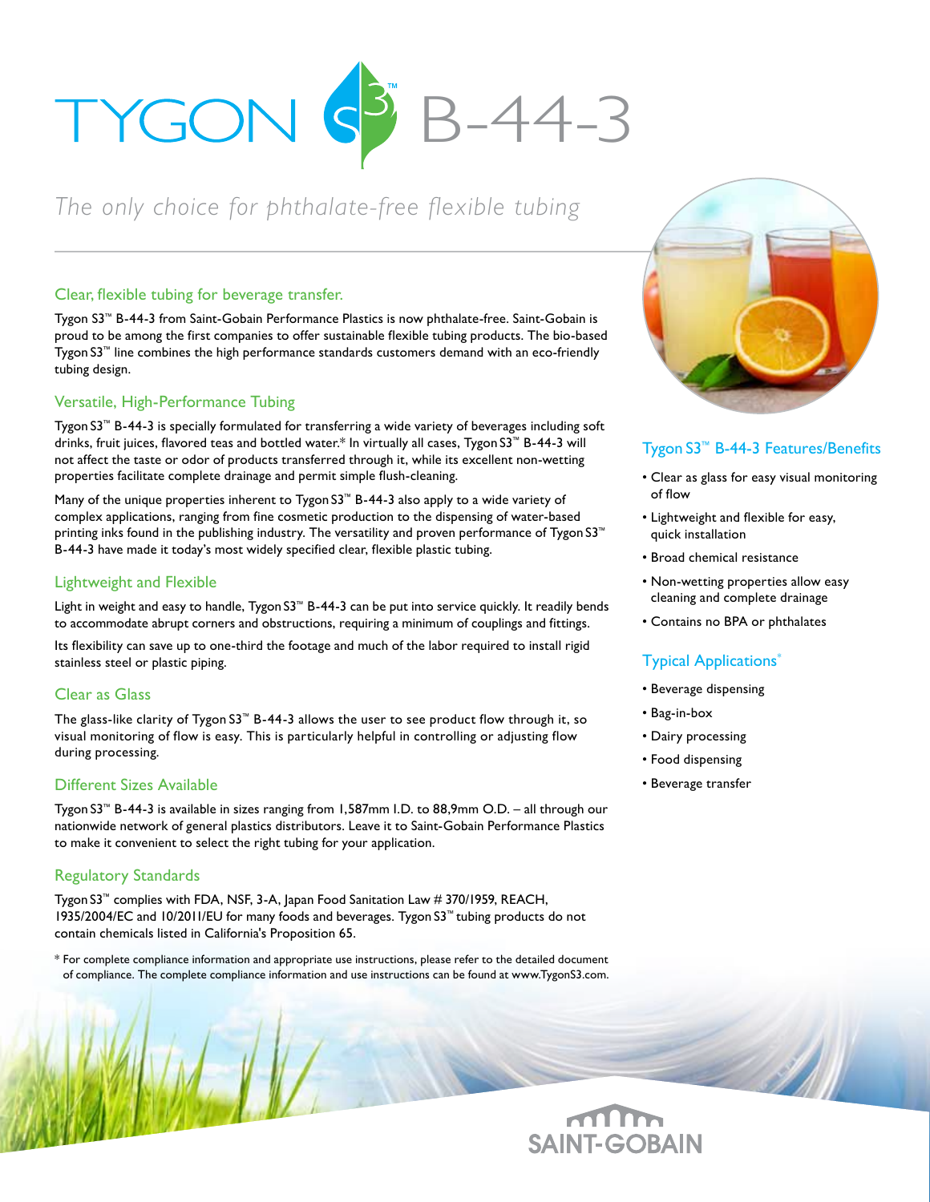# TYGON S3™ B-44-3

*The only choice for phthalate-free flexible tubing*

## Clear, flexible tubing for beverage transfer.

Tygon S3™ B-44-3 from Saint-Gobain Performance Plastics is now phthalate-free. Saint-Gobain is proud to be among the first companies to offer sustainable flexible tubing products. The bio-based Tygon S3™ line combines the high performance standards customers demand with an eco-friendly tubing design.

## Versatile, High-Performance Tubing

Tygon S3™ B-44-3 is specially formulated for transferring a wide variety of beverages including soft drinks, fruit juices, flavored teas and bottled water.* In virtually all cases, Tygon S3™ B-44-3 will not affect the taste or odor of products transferred through it, while its excellent non-wetting properties facilitate complete drainage and permit simple flush-cleaning.

Many of the unique properties inherent to Tygon S3™ B-44-3 also apply to a wide variety of complex applications, ranging from fine cosmetic production to the dispensing of water-based printing inks found in the publishing industry. The versatility and proven performance of Tygon S3™ B-44-3 have made it today's most widely specified clear, flexible plastic tubing.

## Lightweight and Flexible

Light in weight and easy to handle, Tygon S3™ B-44-3 can be put into service quickly. It readily bends to accommodate abrupt corners and obstructions, requiring a minimum of couplings and fittings.

Its flexibility can save up to one-third the footage and much of the labor required to install rigid stainless steel or plastic piping.

## Clear as Glass

The glass-like clarity of Tygon S3™ B-44-3 allows the user to see product flow through it, so visual monitoring of flow is easy. This is particularly helpful in controlling or adjusting flow during processing.

## Different Sizes Available

Tygon S3™ B-44-3 is available in sizes ranging from 1,587mm I.D. to 88,9mm O.D. – all through our nationwide network of general plastics distributors. Leave it to Saint-Gobain Performance Plastics to make it convenient to select the right tubing for your application.

## Regulatory Standards

Tygon S3™ complies with FDA, NSF, 3-A, Japan Food Sanitation Law # 370/1959, REACH, 1935/2004/EC and 10/2011/EU for many foods and beverages. Tygon S3™ tubing products do not contain chemicals listed in California's Proposition 65.

\* For complete compliance information and appropriate use instructions, please refer to the detailed document of compliance. The complete compliance information and use instructions can be found at www.TygonS3.com.

## Tygon S3™ B-44-3 Features/Benefits

- Clear as glass for easy visual monitoring of flow
- Lightweight and flexible for easy, quick installation
- Broad chemical resistance
- Non-wetting properties allow easy cleaning and complete drainage
- Contains no BPA or phthalates

## Typical Applications*

- Beverage dispensing
- Bag-in-box
- Dairy processing
- Food dispensing
- Beverage transfer

SAINT-GOBAIN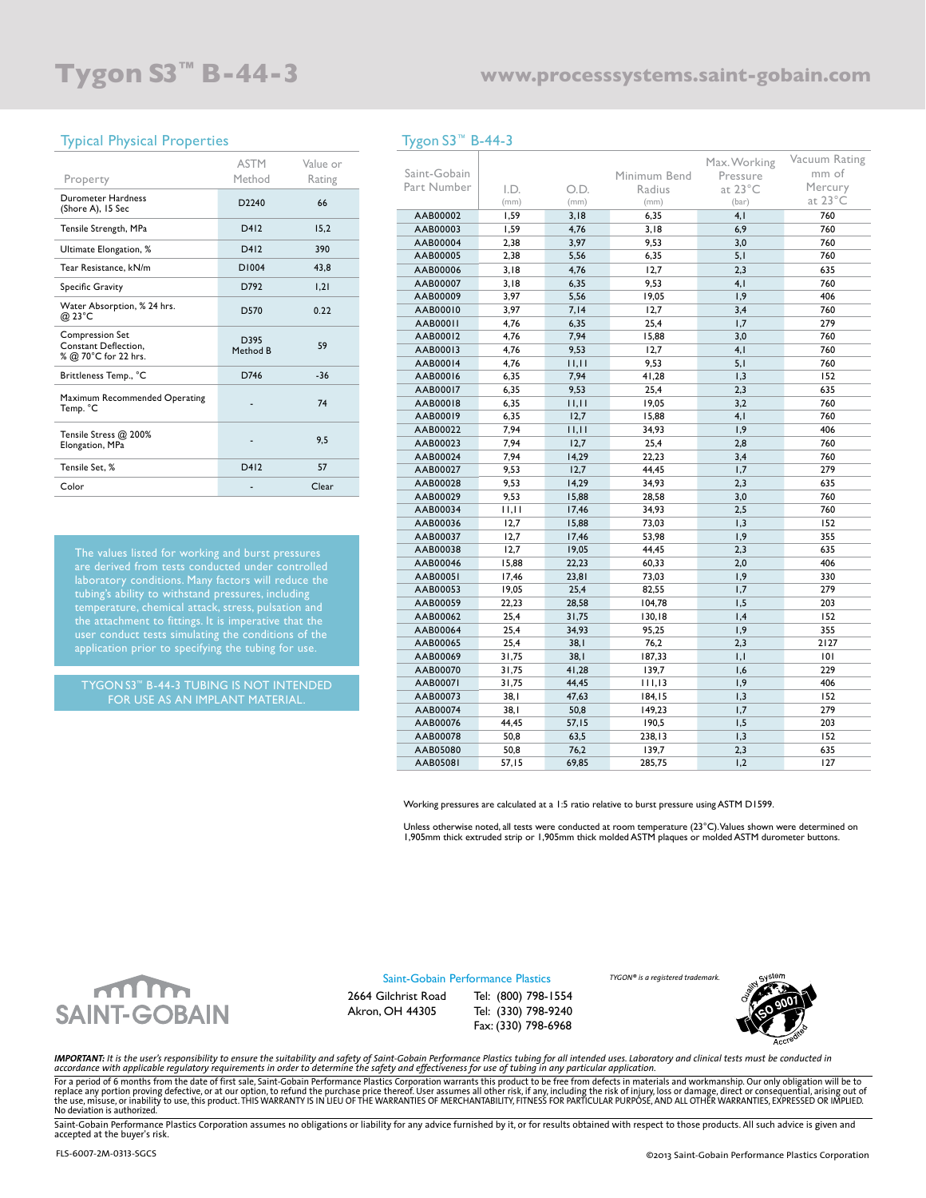# Tygon S3™ B-44-3

## Typical Physical Properties

| Property | ASTM Method | Value or Rating |
|---|---|---|
| Durometer Hardness (Shore A), 15 Sec | D2240 | 66 |
| Tensile Strength, MPa | D412 | 15,2 |
| Ultimate Elongation, % | D412 | 390 |
| Tear Resistance, kN/m | D1004 | 43,8 |
| Specific Gravity | D792 | 1,21 |
| Water Absorption, % 24 hrs. @ 23°C | D570 | 0.22 |
| Compression Set Constant Deflection, % @ 70°C for 22 hrs. | D395 Method B | 59 |
| Brittleness Temp., °C | D746 | -36 |
| Maximum Recommended Operating Temp. °C | - | 74 |
| Tensile Stress @ 200% Elongation, MPa | - | 9,5 |
| Tensile Set, % | D412 | 57 |
| Color | - | Clear |

The values listed for working and burst pressures are derived from tests conducted under controlled laboratory conditions. Many factors will reduce the tubing's ability to withstand pressures, including temperature, chemical attack, stress, pulsation and the attachment to fittings. It is imperative that the user conduct tests simulating the conditions of the application prior to specifying the tubing for use.

TYGON S3™ B-44-3 TUBING IS NOT INTENDED FOR USE AS AN IMPLANT MATERIAL.

## Tygon S3™ B-44-3

| Saint-Gobain Part Number | I.D. (mm) | O.D. (mm) | Minimum Bend Radius (mm) | Max. Working Pressure at 23°C (bar) | Vacuum Rating mm of Mercury at 23°C |
|---|---|---|---|---|---|
| AAB00002 | 1,59 | 3,18 | 6,35 | 4,1 | 760 |
| AAB00003 | 1,59 | 4,76 | 3,18 | 6,9 | 760 |
| AAB00004 | 2,38 | 3,97 | 9,53 | 3,0 | 760 |
| AAB00005 | 2,38 | 5,56 | 6,35 | 5,1 | 760 |
| AAB00006 | 3,18 | 4,76 | 12,7 | 2,3 | 635 |
| AAB00007 | 3,18 | 6,35 | 9,53 | 4,1 | 760 |
| AAB00009 | 3,97 | 5,56 | 19,05 | 1,9 | 406 |
| AAB00010 | 3,97 | 7,14 | 12,7 | 3,4 | 760 |
| AAB00011 | 4,76 | 6,35 | 25,4 | 1,7 | 279 |
| AAB00012 | 4,76 | 7,94 | 15,88 | 3,0 | 760 |
| AAB00013 | 4,76 | 9,53 | 12,7 | 4,1 | 760 |
| AAB00014 | 4,76 | 11,11 | 9,53 | 5,1 | 760 |
| AAB00016 | 6,35 | 7,94 | 41,28 | 1,3 | 152 |
| AAB00017 | 6,35 | 9,53 | 25,4 | 2,3 | 635 |
| AAB00018 | 6,35 | 11,11 | 19,05 | 3,2 | 760 |
| AAB00019 | 6,35 | 12,7 | 15,88 | 4,1 | 760 |
| AAB00022 | 7,94 | 11,11 | 34,93 | 1,9 | 406 |
| AAB00023 | 7,94 | 12,7 | 25,4 | 2,8 | 760 |
| AAB00024 | 7,94 | 14,29 | 22,23 | 3,4 | 760 |
| AAB00027 | 9,53 | 12,7 | 44,45 | 1,7 | 279 |
| AAB00028 | 9,53 | 14,29 | 34,93 | 2,3 | 635 |
| AAB00029 | 9,53 | 15,88 | 28,58 | 3,0 | 760 |
| AAB00034 | 11,11 | 17,46 | 34,93 | 2,5 | 760 |
| AAB00036 | 12,7 | 15,88 | 73,03 | 1,3 | 152 |
| AAB00037 | 12,7 | 17,46 | 53,98 | 1,9 | 355 |
| AAB00038 | 12,7 | 19,05 | 44,45 | 2,3 | 635 |
| AAB00046 | 15,88 | 22,23 | 60,33 | 2,0 | 406 |
| AAB00051 | 17,46 | 23,81 | 73,03 | 1,9 | 330 |
| AAB00053 | 19,05 | 25,4 | 82,55 | 1,7 | 279 |
| AAB00059 | 22,23 | 28,58 | 104,78 | 1,5 | 203 |
| AAB00062 | 25,4 | 31,75 | 130,18 | 1,4 | 152 |
| AAB00064 | 25,4 | 34,93 | 95,25 | 1,9 | 355 |
| AAB00065 | 25,4 | 38,1 | 76,2 | 2,3 | 2127 |
| AAB00069 | 31,75 | 38,1 | 187,33 | 1,1 | 101 |
| AAB00070 | 31,75 | 41,28 | 139,7 | 1,6 | 229 |
| AAB00071 | 31,75 | 44,45 | 111,13 | 1,9 | 406 |
| AAB00073 | 38,1 | 47,63 | 184,15 | 1,3 | 152 |
| AAB00074 | 38,1 | 50,8 | 149,23 | 1,7 | 279 |
| AAB00076 | 44,45 | 57,15 | 190,5 | 1,5 | 203 |
| AAB00078 | 50,8 | 63,5 | 238,13 | 1,3 | 152 |
| AAB05080 | 50,8 | 76,2 | 139,7 | 2,3 | 635 |
| AAB05081 | 57,15 | 69,85 | 285,75 | 1,2 | 127 |

Working pressures are calculated at a 1:5 ratio relative to burst pressure using ASTM D1599.

Unless otherwise noted, all tests were conducted at room temperature (23°C). Values shown were determined on 1,905mm thick extruded strip or 1,905mm thick molded ASTM plaques or molded ASTM durometer buttons.

SAINT-GOBAIN

Saint-Gobain Performance Plastics
2664 Gilchrist Road
Akron, OH 44305
Tel: (800) 798-1554
Tel: (330) 798-9240
Fax: (330) 798-6968

*TYGON® is a registered trademark.*

Quality System ISO 9001 Accredited

***IMPORTANT:** It is the user's responsibility to ensure the suitability and safety of Saint-Gobain Performance Plastics tubing for all intended uses. Laboratory and clinical tests must be conducted in accordance with applicable regulatory requirements in order to determine the safety and effectiveness for use of tubing in any particular application.*

For a period of 6 months from the date of first sale, Saint-Gobain Performance Plastics Corporation warrants this product to be free from defects in materials and workmanship. Our only obligation will be to replace any portion proving defective, or at our option, to refund the purchase price thereof. User assumes all other risk, if any, including the risk of injury, loss or damage, direct or consequential, arising out of the use, misuse, or inability to use, this product. THIS WARRANTY IS IN LIEU OF THE WARRANTIES OF MERCHANTABILITY, FITNESS FOR PARTICULAR PURPOSE, AND ALL OTHER WARRANTIES, EXPRESSED OR IMPLIED. No deviation is authorized.

Saint-Gobain Performance Plastics Corporation assumes no obligations or liability for any advice furnished by it, or for results obtained with respect to those products. All such advice is given and accepted at the buyer's risk.

FLS-6007-2M-0313-SGCS

©2013 Saint-Gobain Performance Plastics Corporation